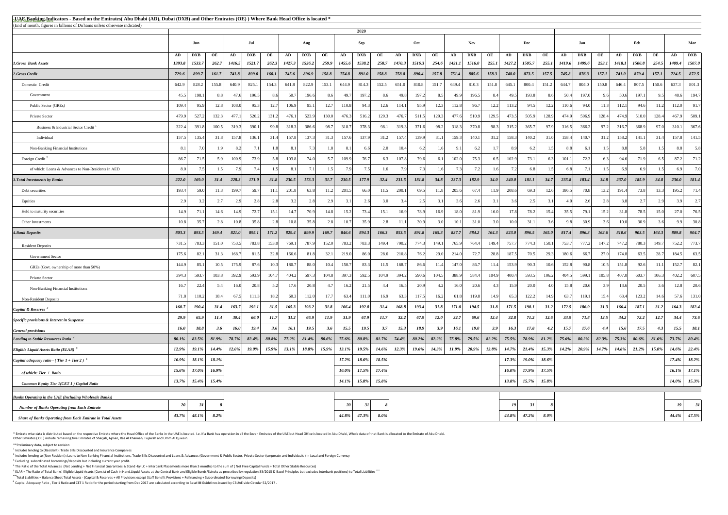# UAE Banking Indicators - Based on the Emirates( Abu Dhabi (AD), Dubai (DXB) and Other Emirates (OE) ) Where Bank Head Office is located *

(End of month, figures in billions of Dirhams unless otherwise indicated)

| | 2020 | | | | | | | | | | | | | | | | | | | | | | | | | | | | |
|---|---|---|---|---|---|---|---|---|---|---|---|---|---|---|---|---|---|---|---|---|---|---|---|---|---|---|---|---|---|
| | Jun | | | Jul | | | Aug | | | Sep | | | Oct | | | Nov | | | Dec | | | Jan | | | Feb | | | Mar | |
| | AD | DXB | OE | AD | DXB | OE | AD | DXB | OE | AD | DXB | OE | AD | DXB | OE | AD | DXB | OE | AD | DXB | OE | AD | DXB | OE | AD | DXB | OE | AD | DXB |
| ***1.Gross Bank Assets*** | ***1393.8*** | ***1533.7*** | ***262.7*** | ***1416.5*** | ***1521.7*** | ***262.3*** | ***1427.3*** | ***1536.2*** | ***259.9*** | ***1455.6*** | ***1538.2*** | ***258.7*** | ***1470.3*** | ***1516.3*** | ***254.6*** | ***1431.1*** | ***1516.0*** | ***255.1*** | ***1427.2*** | ***1505.7*** | ***255.1*** | ***1419.6*** | ***1499.6*** | ***253.1*** | ***1418.1*** | ***1506.8*** | ***254.5*** | ***1409.4*** | ***1507.0*** |
| ***2.Gross Credit*** | ***729.6*** | ***899.7*** | ***161.7*** | ***741.8*** | ***899.0*** | ***160.1*** | ***745.6*** | ***896.9*** | ***158.8*** | ***754.8*** | ***891.0*** | ***158.8*** | ***758.8*** | ***890.4*** | ***157.8*** | ***751.4*** | ***885.6*** | ***158.3*** | ***748.0*** | ***873.5*** | ***157.5*** | ***745.8*** | ***876.3*** | ***157.1*** | ***741.0*** | ***879.4*** | ***157.1*** | ***724.5*** | ***872.5*** |
| Domestic Credit | 642.9 | 828.2 | 155.8 | 640.9 | 825.1 | 154.3 | 641.8 | 822.9 | 153.1 | 644.9 | 814.3 | 152.5 | 651.0 | 810.8 | 151.7 | 649.4 | 810.3 | 151.8 | 645.1 | 800.4 | 151.2 | 644.7 | 804.0 | 150.8 | 646.4 | 807.5 | 150.6 | 637.3 | 801.3 |
| Government | 45.5 | 198.1 | 8.8 | 47.6 | 196.5 | 8.6 | 50.7 | 196.6 | 8.6 | 49.7 | 197.2 | 8.6 | 49.8 | 197.2 | 8.5 | 49.9 | 196.5 | 8.4 | 49.5 | 193.8 | 8.6 | 50.4 | 197.0 | 9.6 | 50.6 | 197.1 | 9.5 | 48.6 | 194.7 |
| Public Sector (GREs) | 109.4 | 95.9 | 12.8 | 108.0 | 95.3 | 12.7 | 106.9 | 95.1 | 12.7 | 110.8 | 94.3 | 12.6 | 114.1 | 95.9 | 12.3 | 112.8 | 96.7 | 12.2 | 113.2 | 94.5 | 12.2 | 110.6 | 94.0 | 11.3 | 112.1 | 94.6 | 11.2 | 112.0 | 91.7 |
| Private Sector | 479.9 | 527.2 | 132.3 | 477.1 | 526.2 | 131.2 | 476.1 | 523.9 | 130.0 | 476.3 | 516.2 | 129.3 | 476.7 | 511.5 | 129.3 | 477.6 | 510.9 | 129.5 | 473.5 | 505.9 | 128.9 | 474.9 | 506.9 | 128.4 | 474.9 | 510.0 | 128.4 | 467.9 | 509.1 |
| Business & Industrial Sector Credit [1] | 322.4 | 391.8 | 100.5 | 319.3 | 390.1 | 99.8 | 318.3 | 386.6 | 98.7 | 318.7 | 378.3 | 98.1 | 319.3 | 371.6 | 98.2 | 318.3 | 370.8 | 98.3 | 315.2 | 365.7 | 97.9 | 316.5 | 366.2 | 97.2 | 316.7 | 368.9 | 97.0 | 310.1 | 367.6 |
| Individual | 157.5 | 135.4 | 31.8 | 157.8 | 136.1 | 31.4 | 157.8 | 137.3 | 31.3 | 157.6 | 137.9 | 31.2 | 157.4 | 139.9 | 31.1 | 159.3 | 140.1 | 31.2 | 158.3 | 140.2 | 31.0 | 158.4 | 140.7 | 31.2 | 158.2 | 141.1 | 31.4 | 157.8 | 141.5 |
| Non-Banking Financial Institutions | 8.1 | 7.0 | 1.9 | 8.2 | 7.1 | 1.8 | 8.1 | 7.3 | 1.8 | 8.1 | 6.6 | 2.0 | 10.4 | 6.2 | 1.6 | 9.1 | 6.2 | 1.7 | 8.9 | 6.2 | 1.5 | 8.8 | 6.1 | 1.5 | 8.8 | 5.8 | 1.5 | 8.8 | 5.8 |
| Foreign Credit [2] | 86.7 | 71.5 | 5.9 | 100.9 | 73.9 | 5.8 | 103.8 | 74.0 | 5.7 | 109.9 | 76.7 | 6.3 | 107.8 | 79.6 | 6.1 | 102.0 | 75.3 | 6.5 | 102.9 | 73.1 | 6.3 | 101.1 | 72.3 | 6.3 | 94.6 | 71.9 | 6.5 | 87.2 | 71.2 |
| of which: Loans & Advances to Non-Residents in AED | 8.0 | 7.5 | 1.5 | 7.9 | 7.4 | 1.5 | 8.1 | 7.1 | 1.5 | 7.9 | 7.5 | 1.6 | 7.9 | 7.3 | 1.6 | 7.3 | 7.2 | 1.6 | 7.2 | 6.8 | 1.5 | 6.8 | 7.1 | 1.5 | 6.9 | 6.9 | 1.5 | 6.9 | 7.0 |
| ***3.Total Investments by Banks*** | ***222.0*** | ***169.0*** | ***31.4*** | ***228.3*** | ***171.0*** | ***31.8*** | ***230.5*** | ***173.3*** | ***31.7*** | ***230.5*** | ***177.9*** | ***32.4*** | ***231.5*** | ***181.8*** | ***34.8*** | ***237.3*** | ***182.9*** | ***34.0*** | ***240.0*** | ***181.1*** | ***34.7*** | ***235.8*** | ***183.4*** | ***34.8*** | ***237.0*** | ***185.9*** | ***34.8*** | ***236.0*** | ***181.4*** |
| Debt securities | 193.4 | 59.0 | 11.3 | 199.7 | 59.7 | 11.1 | 201.8 | 63.8 | 11.2 | 201.5 | 66.0 | 11.5 | 200.1 | 69.5 | 11.8 | 205.6 | 67.4 | 11.9 | 208.6 | 69.3 | 12.6 | 186.5 | 70.8 | 13.2 | 191.4 | 73.8 | 13.3 | 195.2 | 71.4 |
| Equities | 2.9 | 3.2 | 2.7 | 2.9 | 2.8 | 2.8 | 3.2 | 2.8 | 2.9 | 3.1 | 2.6 | 3.0 | 3.4 | 2.5 | 3.1 | 3.6 | 2.6 | 3.1 | 3.6 | 2.5 | 3.1 | 4.0 | 2.6 | 2.8 | 3.8 | 2.7 | 2.9 | 3.9 | 2.7 |
| Held to maturity securities | 14.9 | 71.1 | 14.6 | 14.9 | 72.7 | 15.1 | 14.7 | 70.9 | 14.8 | 15.2 | 73.4 | 15.1 | 16.9 | 78.9 | 16.9 | 18.0 | 81.9 | 16.0 | 17.8 | 78.2 | 15.4 | 35.5 | 79.1 | 15.2 | 31.8 | 78.5 | 15.0 | 27.0 | 76.5 |
| Other Investments | 10.8 | 35.7 | 2.8 | 10.8 | 35.8 | 2.8 | 10.8 | 35.8 | 2.8 | 10.7 | 35.9 | 2.8 | 11.1 | 30.9 | 3.0 | 10.1 | 31.0 | 3.0 | 10.0 | 31.1 | 3.6 | 9.8 | 30.9 | 3.6 | 10.0 | 30.9 | 3.6 | 9.9 | 30.8 |
| ***4.Bank Deposits*** | ***803.3*** | ***893.5*** | ***169.4*** | ***821.0*** | ***895.1*** | ***171.2*** | ***829.4*** | ***899.9*** | ***169.7*** | ***846.6*** | ***894.3*** | ***166.3*** | ***853.5*** | ***891.8*** | ***165.3*** | ***827.7*** | ***884.2*** | ***164.3*** | ***823.0*** | ***896.5*** | ***165.0*** | ***817.4*** | ***896.3*** | ***162.6*** | ***810.6*** | ***903.5*** | ***164.3*** | ***809.8*** | ***904.7*** |
| Resident Deposits | 731.5 | 783.3 | 151.0 | 753.5 | 783.8 | 153.0 | 769.1 | 787.9 | 152.0 | 783.2 | 783.3 | 149.4 | 790.2 | 774.3 | 149.1 | 765.9 | 764.4 | 149.4 | 757.7 | 774.3 | 150.1 | 753.7 | 777.2 | 147.2 | 747.2 | 780.3 | 149.7 | 752.2 | 773.7 |
| Government Sector | 175.6 | 82.1 | 31.3 | 168.7 | 81.5 | 32.8 | 166.6 | 81.8 | 32.1 | 219.0 | 86.0 | 28.6 | 210.8 | 76.2 | 29.0 | 214.0 | 72.7 | 28.8 | 187.5 | 70.5 | 29.3 | 180.6 | 66.7 | 27.0 | 174.8 | 63.5 | 28.7 | 184.5 | 63.5 |
| GREs (Govt. ownership of more than 50%) | 144.9 | 85.1 | 10.5 | 175.9 | 87.6 | 10.3 | 180.7 | 88.0 | 10.4 | 150.7 | 83.3 | 11.5 | 168.7 | 86.6 | 11.4 | 147.0 | 86.7 | 11.4 | 153.9 | 90.3 | 10.6 | 152.8 | 90.8 | 10.5 | 151.8 | 92.6 | 11.1 | 152.7 | 82.1 |
| Private Sector | 394.3 | 593.7 | 103.8 | 392.9 | 593.9 | 104.7 | 404.2 | 597.3 | 104.8 | 397.3 | 592.5 | 104.9 | 394.2 | 590.6 | 104.5 | 388.9 | 584.4 | 104.9 | 400.4 | 593.5 | 106.2 | 404.5 | 599.1 | 105.8 | 407.0 | 603.7 | 106.3 | 402.2 | 607.5 |
| Non-Banking Financial Institutions | 16.7 | 22.4 | 5.4 | 16.0 | 20.8 | 5.2 | 17.6 | 20.8 | 4.7 | 16.2 | 21.5 | 4.4 | 16.5 | 20.9 | 4.2 | 16.0 | 20.6 | 4.3 | 15.9 | 20.0 | 4.0 | 15.8 | 20.6 | 3.9 | 13.6 | 20.5 | 3.6 | 12.8 | 20.6 |
| Non-Resident Deposits | 71.8 | 110.2 | 18.4 | 67.5 | 111.3 | 18.2 | 60.3 | 112.0 | 17.7 | 63.4 | 111.0 | 16.9 | 63.3 | 117.5 | 16.2 | 61.8 | 119.8 | 14.9 | 65.3 | 122.2 | 14.9 | 63.7 | 119.1 | 15.4 | 63.4 | 123.2 | 14.6 | 57.6 | 131.0 |
| ***Capital & Reserves [3]*** | ***160.7*** | ***190.4*** | ***31.4*** | ***163.7*** | ***192.1*** | ***31.5*** | ***165.3*** | ***193.2*** | ***31.8*** | ***166.4*** | ***192.0*** | ***31.4*** | ***168.8*** | ***193.4*** | ***31.8*** | ***171.0*** | ***194.5*** | ***31.8*** | ***171.5*** | ***190.1*** | ***31.2*** | ***172.5*** | ***186.9*** | ***31.3*** | ***166.4*** | ***187.1*** | ***31.2*** | ***164.3*** | ***182.4*** |
| ***Specific provisions & Interest in Suspense*** | ***29.9*** | ***65.9*** | ***11.4*** | ***30.4*** | ***66.0*** | ***11.7*** | ***31.2*** | ***66.9*** | ***11.9*** | ***31.9*** | ***67.9*** | ***11.7*** | ***32.2*** | ***67.9*** | ***12.0*** | ***32.7*** | ***69.6*** | ***12.4*** | ***32.8*** | ***71.2*** | ***12.6*** | ***33.9*** | ***71.8*** | ***12.5*** | ***34.2*** | ***72.2*** | ***12.7*** | ***34.4*** | ***73.6*** |
| ***General provisions*** | ***16.0*** | ***18.8*** | ***3.6*** | ***16.0*** | ***19.4*** | ***3.6*** | ***16.1*** | ***19.5*** | ***3.6*** | ***15.5*** | ***19.5*** | ***3.7*** | ***15.3*** | ***18.9*** | ***3.9*** | ***16.1*** | ***19.0*** | ***3.9*** | ***16.3*** | ***17.8*** | ***4.2*** | ***15.7*** | ***17.6*** | ***4.4*** | ***15.6*** | ***17.5*** | ***4.3*** | ***15.5*** | ***18.1*** |
| ***Lending to Stable Resources Ratio [4]*** | ***80.1%*** | ***83.5%*** | ***81.9%*** | ***78.7%*** | ***82.4%*** | ***80.8%*** | ***77.2%*** | ***81.4%*** | ***80.6%*** | ***75.6%*** | ***80.8%*** | ***81.7%*** | ***74.4%*** | ***80.2%*** | ***82.2%*** | ***75.8%*** | ***79.5%*** | ***82.2%*** | ***75.5%*** | ***78.9%*** | ***81.2%*** | ***75.6%*** | ***80.2%*** | ***82.3%*** | ***75.3%*** | ***80.6%*** | ***81.6%*** | ***73.7%*** | ***80.4%*** |
| ***Eligible Liquid Assets Ratio (ELAR) [5]*** | ***12.9%*** | ***19.1%*** | ***14.4%*** | ***12.0%*** | ***19.0%*** | ***15.9%*** | ***13.1%*** | ***18.8%*** | ***15.9%*** | ***13.1%*** | ***19.5%*** | ***14.6%*** | ***12.3%*** | ***19.6%*** | ***14.3%*** | ***11.9%*** | ***20.9%*** | ***13.8%*** | ***14.7%*** | ***21.4%*** | ***15.3%*** | ***14.2%*** | ***20.9%*** | ***14.7%*** | ***14.8%*** | ***21.2%*** | ***15.0%*** | ***14.6%*** | ***22.4%*** |
| ***Capital adequacy ratio - ( Tier 1 + Tier 2 ) [6]*** | ***16.9%*** | ***18.1%*** | ***18.1%*** | | | | | | | ***17.2%*** | ***18.6%*** | ***18.5%*** | | | | | | | ***17.3%*** | ***19.0%*** | ***18.6%*** | | | | | | | ***17.4%*** | ***18.2%*** |
| ***of which: Tier 1 Ratio*** | ***15.6%*** | ***17.0%*** | ***16.9%*** | | | | | | | ***16.0%*** | ***17.5%*** | ***17.4%*** | | | | | | | ***16.0%*** | ***17.9%*** | ***17.5%*** | | | | | | | ***16.1%*** | ***17.1%*** |
| ***Common Equity Tier 1(CET 1 ) Capital Ratio*** | ***13.7%*** | ***15.4%*** | ***15.4%*** | | | | | | | ***14.1%*** | ***15.8%*** | ***15.8%*** | | | | | | | ***13.8%*** | ***15.7%*** | ***15.8%*** | | | | | | | ***14.0%*** | ***15.3%*** |
| ***Banks Operating in the UAE (Including Wholesale Banks)*** | | | | | | | | | | | | | | | | | | | | | | | | | | | | | |
| ***Number of Banks Operating from Each Emirate*** | ***20*** | ***31*** | ***8*** | | | | | | | ***20*** | ***31*** | ***8*** | | | | | | | ***19*** | ***31*** | ***8*** | | | | | | | ***19*** | ***31*** |
| ***Share of Banks Operating from Each Emirate in Total Assets*** | ***43.7%*** | ***48.1%*** | ***8.2%*** | | | | | | | ***44.8%*** | ***47.3%*** | ***8.0%*** | | | | | | | ***44.8%*** | ***47.2%*** | ***8.0%*** | | | | | | | ***44.4%*** | ***47.5%*** |

\* Emirate wise data is distributed based on the respective Emirate where the Head Office of the Banks in the UAE is located. I.e. If a Bank has operation in all the Seven Emirates of the UAE but Head Office is located in Abu Dhabi, Whole data of that Bank is allocated to the Emirate of Abu Dhabi.
Other Emirates ( OE ) include remaining five Emirates of Sharjah, Ajman, Ras Al Khaimah, Fujairah and Umm Al Quwain.

**Preliminary data, subject to revision

[1] Includes lending to (Resident): Trade Bills Discounted and Insurance Companies

[2] Includes lending to (Non Resident): Loans to Non Banking Financial Institutions, Trade Bills Discounted and Loans & Advances (Government & Public Sector, Private Sector (corporate and Individuals ) in Local and Foreign Currency

[3] Excluding subordinated borrowings/deposits but including current year profit.

[4] The Ratio of the Total Advances (Net Lending + Net Financial Guarantees & Stand -by LC + Interbank Placements more than 3 months) to the sum of ( Net Free Capital Funds + Total Other Stable Resources)

[5] ELAR = The Ratio of Total Banks' Eligible Liquid Assets (Consist of Cash in Hand,Liquid Assets at the Central Bank and Eligible Bonds/Sukuks as prescribed by regulation 33/2015 & Basel Principles but excludes interbank positions) to Total Liabilities ***

***Total Liabilities = Balance Sheet Total Assets - (Capital & Reserves + All Provisions except Staff Benefit Provisions + Refinancing + Subordinated Borrowing/Deposits)

[6] Capital Adequacy Ratio , Tier 1 Ratio and CET 1 Ratio for the period starting from Dec 2017 are calculated according to Basel III Guidelines issued by CBUAE vide Circular 52/2017 .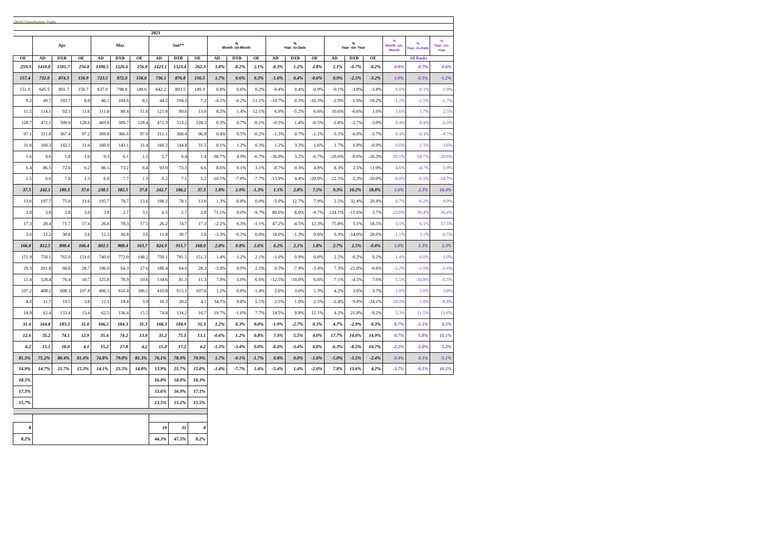CBUAE Classification: Public

| | | | | | | | | | | | | | | | | | | | | | | |
|---|---|---|---|---|---|---|---|---|---|---|---|---|---|---|---|---|---|---|---|---|---|---|
| | 2021 | | | | | | | | | | | | | | | | | | | | | |
| | Apr | | | May | | | Jun** | | | % Month -on-Month | | | % Year -to-Date | | | % Year -on- Year | | | % Month -on-Month | % Year -to-Date | % Year -on-Year |
| OE | AD | DXB | OE | AD | DXB | OE | AD | DXB | OE | AD | DXB | OE | AD | DXB | OE | AD | DXB | OE | All Banks | | |
| *259.5* | *1410.8* | *1501.7* | *256.8* | *1398.5* | *1526.6* | *256.9* | *1423.1* | *1523.4* | *262.3* | *1.8%* | *-0.2%* | *2.1%* | *-0.3%* | *1.2%* | *2.8%* | *2.1%* | *-0.7%* | *-0.2%* | *0.8%* | *0.7%* | *0.6%* |
| *157.4* | *732.0* | *874.3* | *156.9* | *723.5* | *872.0* | *156.0* | *736.1* | *876.8* | *156.5* | *1.7%* | *0.6%* | *0.3%* | *-1.6%* | *0.4%* | *-0.6%* | *0.9%* | *-2.5%* | *-3.2%* | *1.0%* | *-0.5%* | *-1.2%* |
| 151.0 | 645.5 | 801.7 | 150.7 | 637.0 | 798.8 | 149.6 | 642.2 | 803.5 | 149.9 | 0.8% | 0.6% | 0.2% | -0.4% | 0.4% | -0.9% | -0.1% | -3.0% | -3.8% | 0.6% | -0.1% | -1.9% |
| 9.2 | 49.7 | 193.7 | 8.9 | 46.1 | 194.6 | 8.1 | 44.2 | 194.3 | 7.2 | -4.1% | -0.2% | -11.1% | -10.7% | 0.3% | -16.3% | -2.9% | -1.9% | -18.2% | -1.2% | -2.5% | -2.7% |
| 11.5 | 114.1 | 92.3 | 11.6 | 111.8 | 88.4 | 11.6 | 121.0 | 89.6 | 13.0 | 8.2% | 1.4% | 12.1% | 6.9% | -5.2% | 6.6% | 10.6% | -6.6% | 1.6% | 5.6% | 1.7% | 2.5% |
| 128.7 | 472.1 | 509.9 | 128.6 | 469.8 | 509.7 | 128.4 | 471.3 | 513.2 | 128.3 | 0.3% | 0.7% | -0.1% | -0.5% | 1.4% | -0.5% | -1.8% | -2.7% | -3.0% | 0.4% | 0.4% | -2.3% |
| 97.1 | 311.8 | 367.4 | 97.2 | 309.8 | 366.6 | 97.0 | 311.1 | 368.4 | 96.8 | 0.4% | 0.5% | -0.2% | -1.3% | 0.7% | -1.1% | -3.5% | -6.0% | -3.7% | 0.4% | -0.3% | -4.7% |
| 31.6 | 160.3 | 142.5 | 31.4 | 160.0 | 143.1 | 31.4 | 160.2 | 144.8 | 31.5 | 0.1% | 1.2% | 0.3% | 1.2% | 3.3% | 1.6% | 1.7% | 6.9% | -0.9% | 0.6% | 2.1% | 3.6% |
| 1.6 | 9.6 | 5.8 | 1.6 | 9.3 | 6.1 | 1.5 | 5.7 | 6.4 | 1.4 | -38.7% | 4.9% | -6.7% | -36.0% | 3.2% | -6.7% | -29.6% | -8.6% | -26.3% | -20.1% | -18.7% | -20.6% |
| 6.4 | 86.5 | 72.6 | 6.2 | 86.5 | 73.2 | 6.4 | 93.9 | 73.3 | 6.6 | 8.6% | 0.1% | 3.1% | -8.7% | 0.3% | 4.8% | 8.3% | 2.5% | 11.9% | 4.6% | -4.7% | 5.9% |
| 1.5 | 6.6 | 7.0 | 1.3 | 6.9 | 7.7 | 1.3 | 6.2 | 7.1 | 1.2 | -10.1% | -7.8% | -7.7% | -13.9% | 4.4% | -20.0% | -22.5% | -5.3% | -20.0% | -8.8% | -6.5% | -14.7% |
| *37.5* | *242.1* | *180.3* | *37.6* | *238.5* | *182.5* | *37.8* | *242.7* | *186.2* | *37.3* | *1.8%* | *2.0%* | *-1.3%* | *1.1%* | *2.8%* | *7.5%* | *9.3%* | *10.2%* | *18.8%* | *1.6%* | *2.3%* | *10.4%* |
| 13.6 | 197.7 | 75.0 | 13.6 | 195.7 | 78.7 | 13.6 | 198.2 | 78.1 | 13.6 | 1.3% | -0.8% | 0.0% | -5.0% | 12.7% | 7.9% | 2.5% | 32.4% | 20.4% | 0.7% | -0.2% | 9.9% |
| 3.0 | 3.8 | 2.8 | 3.0 | 3.8 | 2.7 | 3.1 | 6.5 | 2.7 | 2.8 | 71.1% | 0.0% | -9.7% | 80.6% | 8.0% | -9.7% | 124.1% | -15.6% | 3.7% | 25.0% | 30.4% | 36.4% |
| 17.3 | 28.4 | 71.7 | 17.4 | 26.8 | 70.3 | 17.5 | 26.2 | 74.7 | 17.3 | -2.2% | 6.3% | -1.1% | 47.2% | -4.5% | 12.3% | 75.8% | 5.1% | 18.5% | 3.1% | 6.1% | 17.5% |
| 3.6 | 12.2 | 30.8 | 3.6 | 12.2 | 30.8 | 3.6 | 11.8 | 30.7 | 3.6 | -3.3% | -0.3% | 0.0% | 18.0% | -1.3% | 0.0% | 9.3% | -14.0% | 28.6% | -1.1% | 3.1% | -6.5% |
| *166.8* | *812.5* | *898.4* | *166.4* | *802.5* | *908.4* | *163.7* | *824.9* | *915.7* | *168.0* | *2.8%* | *0.8%* | *2.6%* | *0.2%* | *2.1%* | *1.8%* | *2.7%* | *2.5%* | *-0.8%* | *1.8%* | *1.3%* | *2.3%* |
| 151.9 | 750.1 | 765.0 | 151.0 | 740.0 | 772.0 | 148.2 | 750.1 | 781.5 | 151.3 | 1.4% | 1.2% | 2.1% | -1.0% | 0.9% | 0.8% | 2.5% | -0.2% | 0.2% | 1.4% | 0.0% | 1.0% |
| 29.3 | 201.8 | 60.8 | 28.7 | 196.0 | 64.3 | 27.6 | 188.4 | 64.9 | 28.3 | -3.9% | 0.9% | 2.5% | 0.5% | -7.9% | -3.4% | 7.3% | -21.0% | -9.6% | -2.2% | -2.0% | -2.6% |
| 11.4 | 128.4 | 76.4 | 10.7 | 125.8 | 78.9 | 10.6 | 134.6 | 81.3 | 11.3 | 7.0% | 3.0% | 6.6% | -12.5% | -10.0% | 6.6% | -7.1% | -4.5% | 7.6% | 5.5% | -10.8% | -5.5% |
| 107.2 | 408.2 | 608.3 | 107.8 | 406.1 | 610.4 | 106.1 | 410.8 | 615.1 | 107.6 | 1.2% | 0.8% | 1.4% | 2.6% | 3.6% | 1.3% | 4.2% | 3.6% | 3.7% | 1.0% | 3.0% | 3.8% |
| 4.0 | 11.7 | 19.5 | 3.8 | 12.1 | 18.4 | 3.9 | 16.3 | 20.2 | 4.1 | 34.7% | 9.8% | 5.1% | 2.5% | 1.0% | 2.5% | -2.4% | -9.8% | -24.1% | 18.0% | 1.8% | -8.8% |
| 14.9 | 62.4 | 133.4 | 15.4 | 62.5 | 136.4 | 15.5 | 74.8 | 134.2 | 16.7 | 19.7% | -1.6% | 7.7% | 14.5% | 9.8% | 12.1% | 4.2% | 21.8% | -9.2% | 5.3% | 11.5% | 12.6% |
| *31.4* | *164.8* | *183.3* | *31.0* | *166.3* | *184.3* | *31.3* | *168.3* | *184.9* | *31.3* | *1.2%* | *0.3%* | *0.0%* | *-1.9%* | *-2.7%* | *0.3%* | *4.7%* | *-2.9%* | *-0.3%* | *0.7%* | *-2.1%* | *0.5%* |
| *12.6* | *35.2* | *74.1* | *12.9* | *35.4* | *74.2* | *13.0* | *35.2* | *75.1* | *13.1* | *-0.6%* | *1.2%* | *0.8%* | *7.3%* | *5.5%* | *4.0%* | *17.7%* | *14.0%* | *14.9%* | *0.7%* | *5.8%* | *15.1%* |
| *4.2* | *15.1* | *18.0* | *4.1* | *15.2* | *17.8* | *4.2* | *15.0* | *17.2* | *4.2* | *-1.3%* | *-3.4%* | *0.0%* | *-8.0%* | *-3.4%* | *0.0%* | *-6.3%* | *-8.5%* | *16.7%* | *-2.2%* | *-5.0%* | *-5.2%* |
| *81.3%* | *75.2%* | *80.4%* | *81.4%* | *74.8%* | *79.0%* | *81.3%* | *76.1%* | *78.9%* | *79.9%* | *1.7%* | *-0.1%* | *-1.7%* | *0.8%* | *0.0%* | *-1.6%* | *-5.0%* | *-5.5%* | *-2.4%* | *0.4%* | *0.1%* | *-5.1%* |
| *14.9%* | *14.7%* | *21.7%* | *15.3%* | *14.1%* | *23.5%* | *14.8%* | *13.9%* | *21.7%* | *15.0%* | *-1.4%* | *-7.7%* | *1.4%* | *-5.4%* | *1.4%* | *-2.0%* | *7.8%* | *13.6%* | *4.2%* | *-3.7%* | *-0.5%* | *10.2%* |
| *18.5%* | | | | | | | *16.8%* | *18.0%* | *18.3%* | | | | | | | | | | | | |
| *17.3%* | | | | | | | *15.6%* | *16.9%* | *17.1%* | | | | | | | | | | | | |
| *15.7%* | | | | | | | *13.5%* | *15.2%* | *15.5%* | | | | | | | | | | | | |
| | | | | | | | | | | | | | | | | | | | | | |
| *8* | | | | | | | *19* | *31* | *8* | | | | | | | | | | | | |
| *8.2%* | | | | | | | *44.3%* | *47.5%* | *8.2%* | | | | | | | | | | | | |